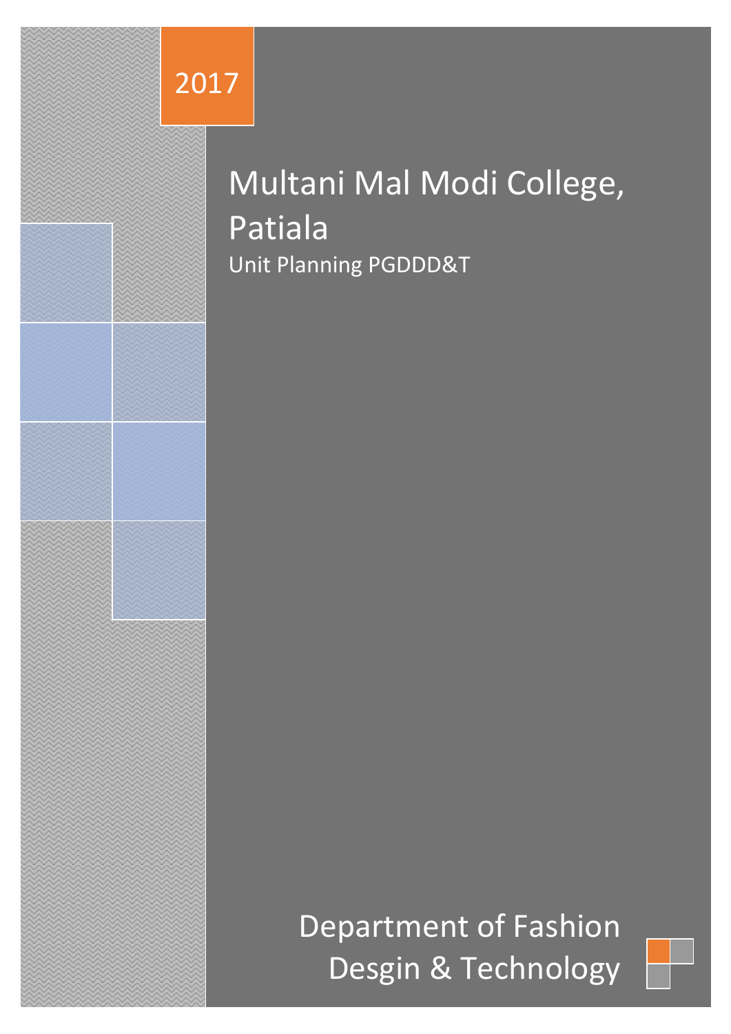2017

# Multani Mal Modi College, Patiala

Unit Planning PGDDD&T

Department of Fashion Desgin & Technology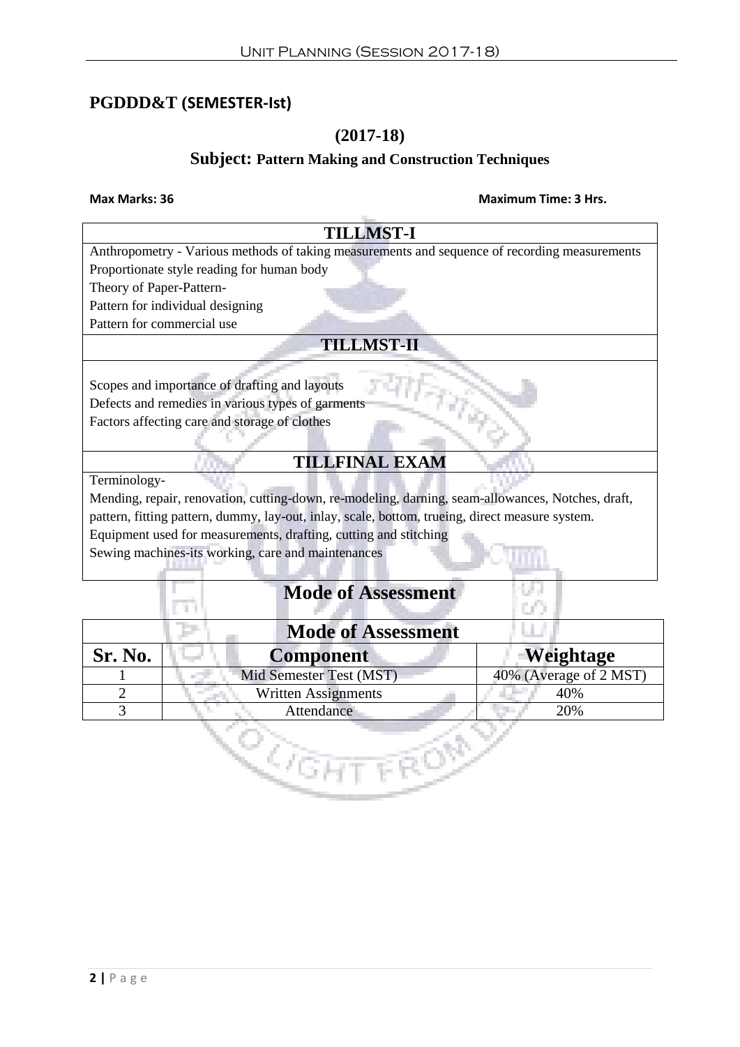## PGDDD&T (SEMESTER-Ist)

### (2017-18)

### Subject: Pattern Making and Construction Techniques

**Max Marks: 36** **Maximum Time: 3 Hrs.**

| TILLMST-I |
|---|
| Anthropometry - Various methods of taking measurements and sequence of recording measurements<br>Proportionate style reading for human body<br>Theory of Paper-Pattern-<br>Pattern for individual designing<br>Pattern for commercial use |
| **TILLMST-II** |
| Scopes and importance of drafting and layouts<br>Defects and remedies in various types of garments<br>Factors affecting care and storage of clothes |
| **TILLFINAL EXAM** |
| Terminology-<br>Mending, repair, renovation, cutting-down, re-modeling, darning, seam-allowances, Notches, draft, pattern, fitting pattern, dummy, lay-out, inlay, scale, bottom, trueing, direct measure system.<br>Equipment used for measurements, drafting, cutting and stitching<br>Sewing machines-its working, care and maintenances |

## Mode of Assessment

| Mode of Assessment | | |
|---|---|---|
| **Sr. No.** | **Component** | **Weightage** |
| 1 | Mid Semester Test (MST) | 40% (Average of 2 MST) |
| 2 | Written Assignments | 40% |
| 3 | Attendance | 20% |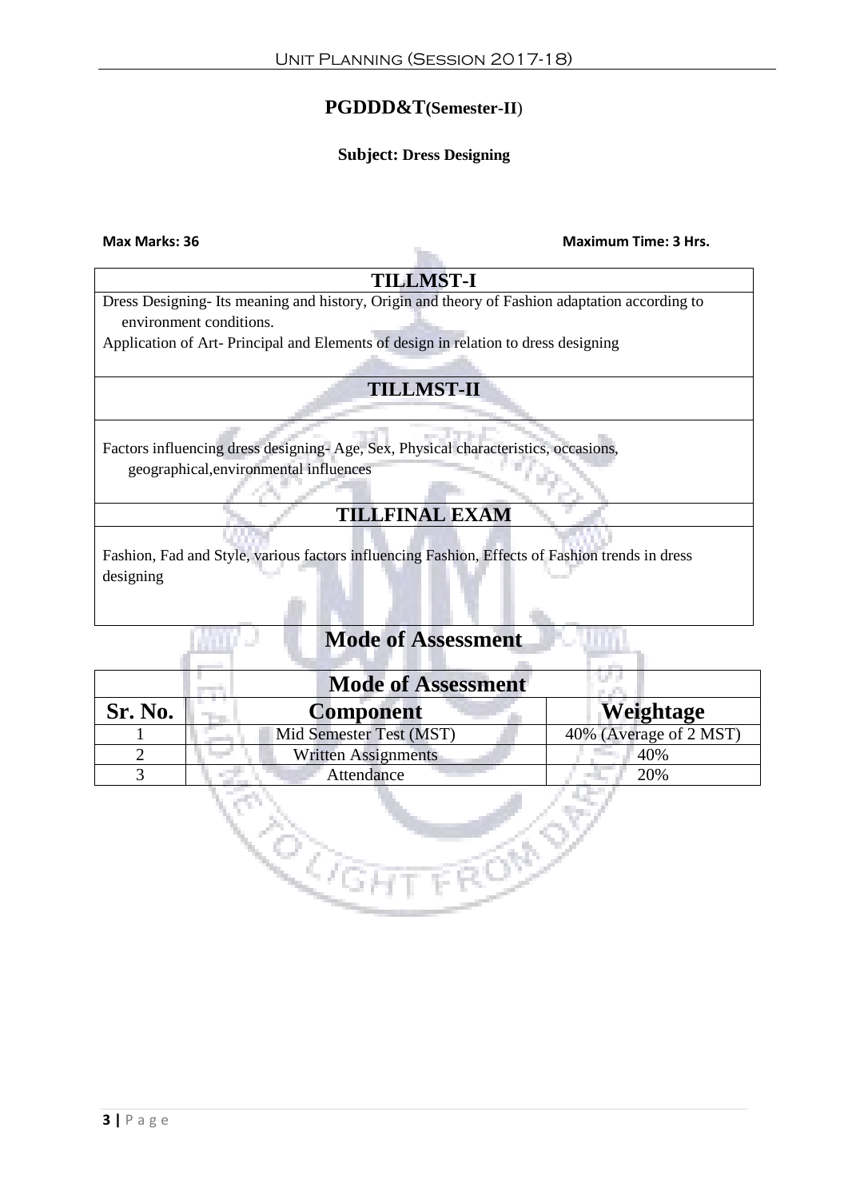# PGDDD&T(Semester-II)

**Subject: Dress Designing**

**Max Marks: 36** **Maximum Time: 3 Hrs.**

| TILLMST-I |
|---|
| Dress Designing- Its meaning and history, Origin and theory of Fashion adaptation according to environment conditions.<br>Application of Art- Principal and Elements of design in relation to dress designing |
| **TILLMST-II** |
| Factors influencing dress designing- Age, Sex, Physical characteristics, occasions, geographical,environmental influences |
| **TILLFINAL EXAM** |
| Fashion, Fad and Style, various factors influencing Fashion, Effects of Fashion trends in dress designing |

## Mode of Assessment

| Mode of Assessment | | |
|---|---|---|
| **Sr. No.** | **Component** | **Weightage** |
| 1 | Mid Semester Test (MST) | 40% (Average of 2 MST) |
| 2 | Written Assignments | 40% |
| 3 | Attendance | 20% |